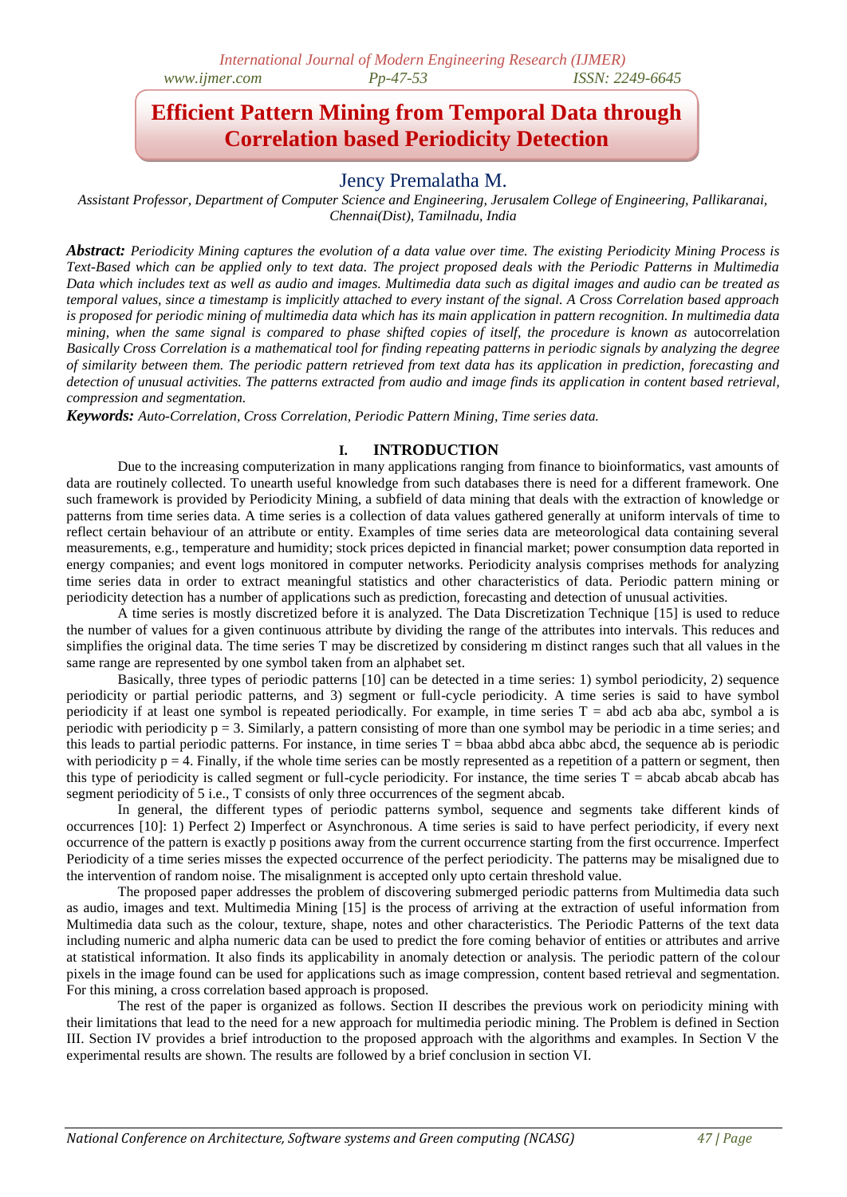# Efficient Pattern Mining from Temporal Data through Correlation based Periodicity Detection

Jency Premalatha M.

*Assistant Professor, Department of Computer Science and Engineering, Jerusalem College of Engineering, Pallikaranai, Chennai(Dist), Tamilnadu, India*

***Abstract:*** *Periodicity Mining captures the evolution of a data value over time. The existing Periodicity Mining Process is Text-Based which can be applied only to text data. The project proposed deals with the Periodic Patterns in Multimedia Data which includes text as well as audio and images. Multimedia data such as digital images and audio can be treated as temporal values, since a timestamp is implicitly attached to every instant of the signal. A Cross Correlation based approach is proposed for periodic mining of multimedia data which has its main application in pattern recognition. In multimedia data mining, when the same signal is compared to phase shifted copies of itself, the procedure is known as* autocorrelation *Basically Cross Correlation is a mathematical tool for finding repeating patterns in periodic signals by analyzing the degree of similarity between them. The periodic pattern retrieved from text data has its application in prediction, forecasting and detection of unusual activities. The patterns extracted from audio and image finds its application in content based retrieval, compression and segmentation.*

***Keywords:*** *Auto-Correlation, Cross Correlation, Periodic Pattern Mining, Time series data.*

## I. INTRODUCTION

Due to the increasing computerization in many applications ranging from finance to bioinformatics, vast amounts of data are routinely collected. To unearth useful knowledge from such databases there is need for a different framework. One such framework is provided by Periodicity Mining, a subfield of data mining that deals with the extraction of knowledge or patterns from time series data. A time series is a collection of data values gathered generally at uniform intervals of time to reflect certain behaviour of an attribute or entity. Examples of time series data are meteorological data containing several measurements, e.g., temperature and humidity; stock prices depicted in financial market; power consumption data reported in energy companies; and event logs monitored in computer networks. Periodicity analysis comprises methods for analyzing time series data in order to extract meaningful statistics and other characteristics of data. Periodic pattern mining or periodicity detection has a number of applications such as prediction, forecasting and detection of unusual activities.

A time series is mostly discretized before it is analyzed. The Data Discretization Technique [15] is used to reduce the number of values for a given continuous attribute by dividing the range of the attributes into intervals. This reduces and simplifies the original data. The time series T may be discretized by considering m distinct ranges such that all values in the same range are represented by one symbol taken from an alphabet set.

Basically, three types of periodic patterns [10] can be detected in a time series: 1) symbol periodicity, 2) sequence periodicity or partial periodic patterns, and 3) segment or full-cycle periodicity. A time series is said to have symbol periodicity if at least one symbol is repeated periodically. For example, in time series T = abd acb aba abc, symbol a is periodic with periodicity p = 3. Similarly, a pattern consisting of more than one symbol may be periodic in a time series; and this leads to partial periodic patterns. For instance, in time series T = bbaa abbd abca abbc abcd, the sequence ab is periodic with periodicity p = 4. Finally, if the whole time series can be mostly represented as a repetition of a pattern or segment, then this type of periodicity is called segment or full-cycle periodicity. For instance, the time series T = abcab abcab abcab has segment periodicity of 5 i.e., T consists of only three occurrences of the segment abcab.

In general, the different types of periodic patterns symbol, sequence and segments take different kinds of occurrences [10]: 1) Perfect 2) Imperfect or Asynchronous. A time series is said to have perfect periodicity, if every next occurrence of the pattern is exactly p positions away from the current occurrence starting from the first occurrence. Imperfect Periodicity of a time series misses the expected occurrence of the perfect periodicity. The patterns may be misaligned due to the intervention of random noise. The misalignment is accepted only upto certain threshold value.

The proposed paper addresses the problem of discovering submerged periodic patterns from Multimedia data such as audio, images and text. Multimedia Mining [15] is the process of arriving at the extraction of useful information from Multimedia data such as the colour, texture, shape, notes and other characteristics. The Periodic Patterns of the text data including numeric and alpha numeric data can be used to predict the fore coming behavior of entities or attributes and arrive at statistical information. It also finds its applicability in anomaly detection or analysis. The periodic pattern of the colour pixels in the image found can be used for applications such as image compression, content based retrieval and segmentation. For this mining, a cross correlation based approach is proposed.

The rest of the paper is organized as follows. Section II describes the previous work on periodicity mining with their limitations that lead to the need for a new approach for multimedia periodic mining. The Problem is defined in Section III. Section IV provides a brief introduction to the proposed approach with the algorithms and examples. In Section V the experimental results are shown. The results are followed by a brief conclusion in section VI.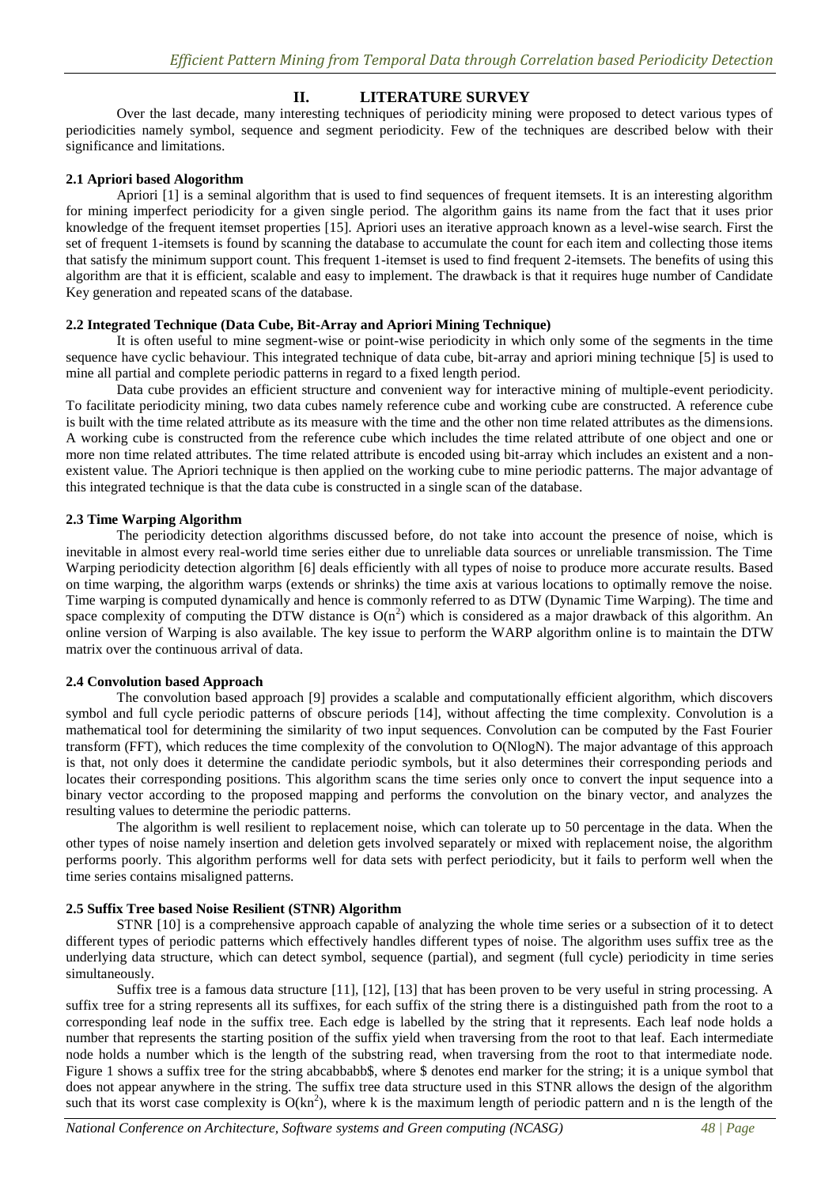## II. LITERATURE SURVEY

Over the last decade, many interesting techniques of periodicity mining were proposed to detect various types of periodicities namely symbol, sequence and segment periodicity. Few of the techniques are described below with their significance and limitations.

### 2.1 Apriori based Alogorithm

Apriori [1] is a seminal algorithm that is used to find sequences of frequent itemsets. It is an interesting algorithm for mining imperfect periodicity for a given single period. The algorithm gains its name from the fact that it uses prior knowledge of the frequent itemset properties [15]. Apriori uses an iterative approach known as a level-wise search. First the set of frequent 1-itemsets is found by scanning the database to accumulate the count for each item and collecting those items that satisfy the minimum support count. This frequent 1-itemset is used to find frequent 2-itemsets. The benefits of using this algorithm are that it is efficient, scalable and easy to implement. The drawback is that it requires huge number of Candidate Key generation and repeated scans of the database.

### 2.2 Integrated Technique (Data Cube, Bit-Array and Apriori Mining Technique)

It is often useful to mine segment-wise or point-wise periodicity in which only some of the segments in the time sequence have cyclic behaviour. This integrated technique of data cube, bit-array and apriori mining technique [5] is used to mine all partial and complete periodic patterns in regard to a fixed length period.

Data cube provides an efficient structure and convenient way for interactive mining of multiple-event periodicity. To facilitate periodicity mining, two data cubes namely reference cube and working cube are constructed. A reference cube is built with the time related attribute as its measure with the time and the other non time related attributes as the dimensions. A working cube is constructed from the reference cube which includes the time related attribute of one object and one or more non time related attributes. The time related attribute is encoded using bit-array which includes an existent and a non-existent value. The Apriori technique is then applied on the working cube to mine periodic patterns. The major advantage of this integrated technique is that the data cube is constructed in a single scan of the database.

### 2.3 Time Warping Algorithm

The periodicity detection algorithms discussed before, do not take into account the presence of noise, which is inevitable in almost every real-world time series either due to unreliable data sources or unreliable transmission. The Time Warping periodicity detection algorithm [6] deals efficiently with all types of noise to produce more accurate results. Based on time warping, the algorithm warps (extends or shrinks) the time axis at various locations to optimally remove the noise. Time warping is computed dynamically and hence is commonly referred to as DTW (Dynamic Time Warping). The time and space complexity of computing the DTW distance is $O(n^2)$ which is considered as a major drawback of this algorithm. An online version of Warping is also available. The key issue to perform the WARP algorithm online is to maintain the DTW matrix over the continuous arrival of data.

### 2.4 Convolution based Approach

The convolution based approach [9] provides a scalable and computationally efficient algorithm, which discovers symbol and full cycle periodic patterns of obscure periods [14], without affecting the time complexity. Convolution is a mathematical tool for determining the similarity of two input sequences. Convolution can be computed by the Fast Fourier transform (FFT), which reduces the time complexity of the convolution to O(NlogN). The major advantage of this approach is that, not only does it determine the candidate periodic symbols, but it also determines their corresponding periods and locates their corresponding positions. This algorithm scans the time series only once to convert the input sequence into a binary vector according to the proposed mapping and performs the convolution on the binary vector, and analyzes the resulting values to determine the periodic patterns.

The algorithm is well resilient to replacement noise, which can tolerate up to 50 percentage in the data. When the other types of noise namely insertion and deletion gets involved separately or mixed with replacement noise, the algorithm performs poorly. This algorithm performs well for data sets with perfect periodicity, but it fails to perform well when the time series contains misaligned patterns.

### 2.5 Suffix Tree based Noise Resilient (STNR) Algorithm

STNR [10] is a comprehensive approach capable of analyzing the whole time series or a subsection of it to detect different types of periodic patterns which effectively handles different types of noise. The algorithm uses suffix tree as the underlying data structure, which can detect symbol, sequence (partial), and segment (full cycle) periodicity in time series simultaneously.

Suffix tree is a famous data structure [11], [12], [13] that has been proven to be very useful in string processing. A suffix tree for a string represents all its suffixes, for each suffix of the string there is a distinguished path from the root to a corresponding leaf node in the suffix tree. Each edge is labelled by the string that it represents. Each leaf node holds a number that represents the starting position of the suffix yield when traversing from the root to that leaf. Each intermediate node holds a number which is the length of the substring read, when traversing from the root to that intermediate node. Figure 1 shows a suffix tree for the string abcabbabb$, where $ denotes end marker for the string; it is a unique symbol that does not appear anywhere in the string. The suffix tree data structure used in this STNR allows the design of the algorithm such that its worst case complexity is $O(kn^2)$, where k is the maximum length of periodic pattern and n is the length of the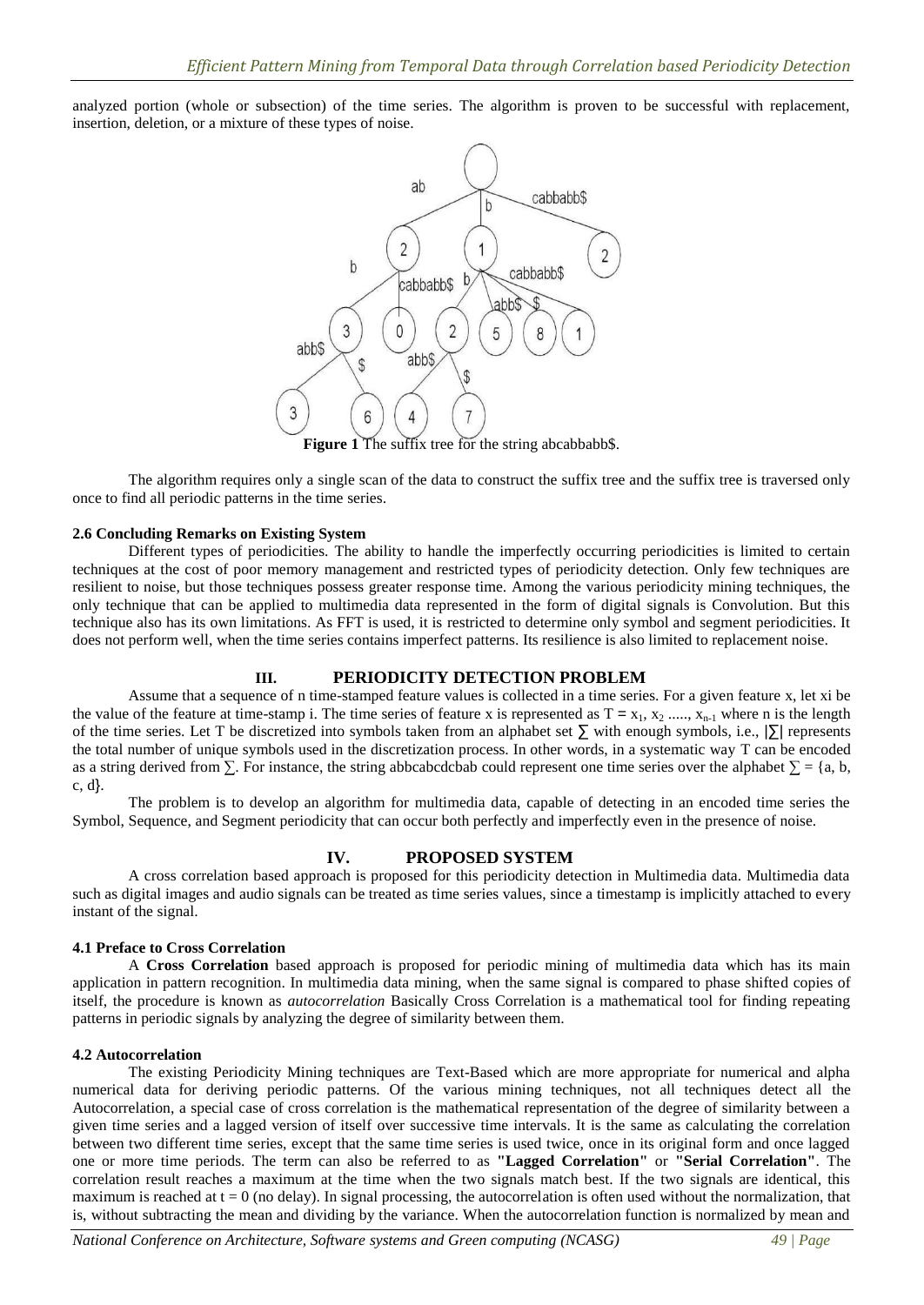analyzed portion (whole or subsection) of the time series. The algorithm is proven to be successful with replacement, insertion, deletion, or a mixture of these types of noise.

**Figure 1** The suffix tree for the string abcabbabb$.

The algorithm requires only a single scan of the data to construct the suffix tree and the suffix tree is traversed only once to find all periodic patterns in the time series.

#### 2.6 Concluding Remarks on Existing System

Different types of periodicities. The ability to handle the imperfectly occurring periodicities is limited to certain techniques at the cost of poor memory management and restricted types of periodicity detection. Only few techniques are resilient to noise, but those techniques possess greater response time. Among the various periodicity mining techniques, the only technique that can be applied to multimedia data represented in the form of digital signals is Convolution. But this technique also has its own limitations. As FFT is used, it is restricted to determine only symbol and segment periodicities. It does not perform well, when the time series contains imperfect patterns. Its resilience is also limited to replacement noise.

## III. PERIODICITY DETECTION PROBLEM

Assume that a sequence of n time-stamped feature values is collected in a time series. For a given feature x, let xi be the value of the feature at time-stamp i. The time series of feature x is represented as $T = x_1, x_2 \ldots\ldots, x_{n-1}$ where n is the length of the time series. Let T be discretized into symbols taken from an alphabet set $\sum$ with enough symbols, i.e., $|\sum|$ represents the total number of unique symbols used in the discretization process. In other words, in a systematic way T can be encoded as a string derived from $\sum$. For instance, the string abbcabcdcbab could represent one time series over the alphabet $\sum = \{a, b, c, d\}$.

The problem is to develop an algorithm for multimedia data, capable of detecting in an encoded time series the Symbol, Sequence, and Segment periodicity that can occur both perfectly and imperfectly even in the presence of noise.

## IV. PROPOSED SYSTEM

A cross correlation based approach is proposed for this periodicity detection in Multimedia data. Multimedia data such as digital images and audio signals can be treated as time series values, since a timestamp is implicitly attached to every instant of the signal.

#### 4.1 Preface to Cross Correlation

A **Cross Correlation** based approach is proposed for periodic mining of multimedia data which has its main application in pattern recognition. In multimedia data mining, when the same signal is compared to phase shifted copies of itself, the procedure is known as *autocorrelation* Basically Cross Correlation is a mathematical tool for finding repeating patterns in periodic signals by analyzing the degree of similarity between them.

#### 4.2 Autocorrelation

The existing Periodicity Mining techniques are Text-Based which are more appropriate for numerical and alpha numerical data for deriving periodic patterns. Of the various mining techniques, not all techniques detect all the Autocorrelation, a special case of cross correlation is the mathematical representation of the degree of similarity between a given time series and a lagged version of itself over successive time intervals. It is the same as calculating the correlation between two different time series, except that the same time series is used twice, once in its original form and once lagged one or more time periods. The term can also be referred to as **"Lagged Correlation"** or **"Serial Correlation"**. The correlation result reaches a maximum at the time when the two signals match best. If the two signals are identical, this maximum is reached at $t = 0$ (no delay). In signal processing, the autocorrelation is often used without the normalization, that is, without subtracting the mean and dividing by the variance. When the autocorrelation function is normalized by mean and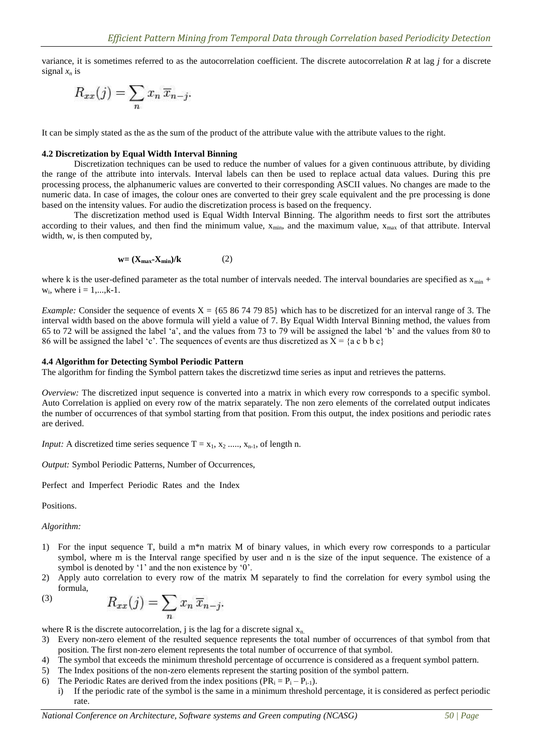variance, it is sometimes referred to as the autocorrelation coefficient. The discrete autocorrelation $R$ at lag $j$ for a discrete signal $x_n$ is

$$R_{xx}(j) = \sum_n x_n \, \overline{x}_{n-j}.$$

It can be simply stated as the as the sum of the product of the attribute value with the attribute values to the right.

#### 4.2 Discretization by Equal Width Interval Binning

Discretization techniques can be used to reduce the number of values for a given continuous attribute, by dividing the range of the attribute into intervals. Interval labels can then be used to replace actual data values. During this pre processing process, the alphanumeric values are converted to their corresponding ASCII values. No changes are made to the numeric data. In case of images, the colour ones are converted to their grey scale equivalent and the pre processing is done based on the intensity values. For audio the discretization process is based on the frequency.

The discretization method used is Equal Width Interval Binning. The algorithm needs to first sort the attributes according to their values, and then find the minimum value, $x_{min}$, and the maximum value, $x_{max}$ of that attribute. Interval width, w, is then computed by,

$$\mathbf{w = (X_{max} - X_{min})/k} \qquad (2)$$

where k is the user-defined parameter as the total number of intervals needed. The interval boundaries are specified as $x_{min}$ + $w_i$, where $i = 1, ..., k-1$.

*Example:* Consider the sequence of events X = {65 86 74 79 85} which has to be discretized for an interval range of 3. The interval width based on the above formula will yield a value of 7. By Equal Width Interval Binning method, the values from 65 to 72 will be assigned the label 'a', and the values from 73 to 79 will be assigned the label 'b' and the values from 80 to 86 will be assigned the label 'c'. The sequences of events are thus discretized as X = {a c b b c}

#### 4.4 Algorithm for Detecting Symbol Periodic Pattern

The algorithm for finding the Symbol pattern takes the discretizwd time series as input and retrieves the patterns.

*Overview:* The discretized input sequence is converted into a matrix in which every row corresponds to a specific symbol. Auto Correlation is applied on every row of the matrix separately. The non zero elements of the correlated output indicates the number of occurrences of that symbol starting from that position. From this output, the index positions and periodic rates are derived.

*Input:* A discretized time series sequence $T = x_1, x_2 \ldots\ldots, x_{n-1}$, of length n.

*Output:* Symbol Periodic Patterns, Number of Occurrences,

Perfect and Imperfect Periodic Rates and the Index

Positions.

*Algorithm:*

1) For the input sequence T, build a m*n matrix M of binary values, in which every row corresponds to a particular symbol, where m is the Interval range specified by user and n is the size of the input sequence. The existence of a symbol is denoted by '1' and the non existence by '0'.
2) Apply auto correlation to every row of the matrix M separately to find the correlation for every symbol using the formula,

$$R_{xx}(j) = \sum_n x_n \, \overline{x}_{n-j}. \qquad (3)$$

where R is the discrete autocorrelation, j is the lag for a discrete signal $x_n$.

3) Every non-zero element of the resulted sequence represents the total number of occurrences of that symbol from that position. The first non-zero element represents the total number of occurrence of that symbol.
4) The symbol that exceeds the minimum threshold percentage of occurrence is considered as a frequent symbol pattern.
5) The Index positions of the non-zero elements represent the starting position of the symbol pattern.
6) The Periodic Rates are derived from the index positions ($PR_i = P_i - P_{i-1}$).
   i) If the periodic rate of the symbol is the same in a minimum threshold percentage, it is considered as perfect periodic rate.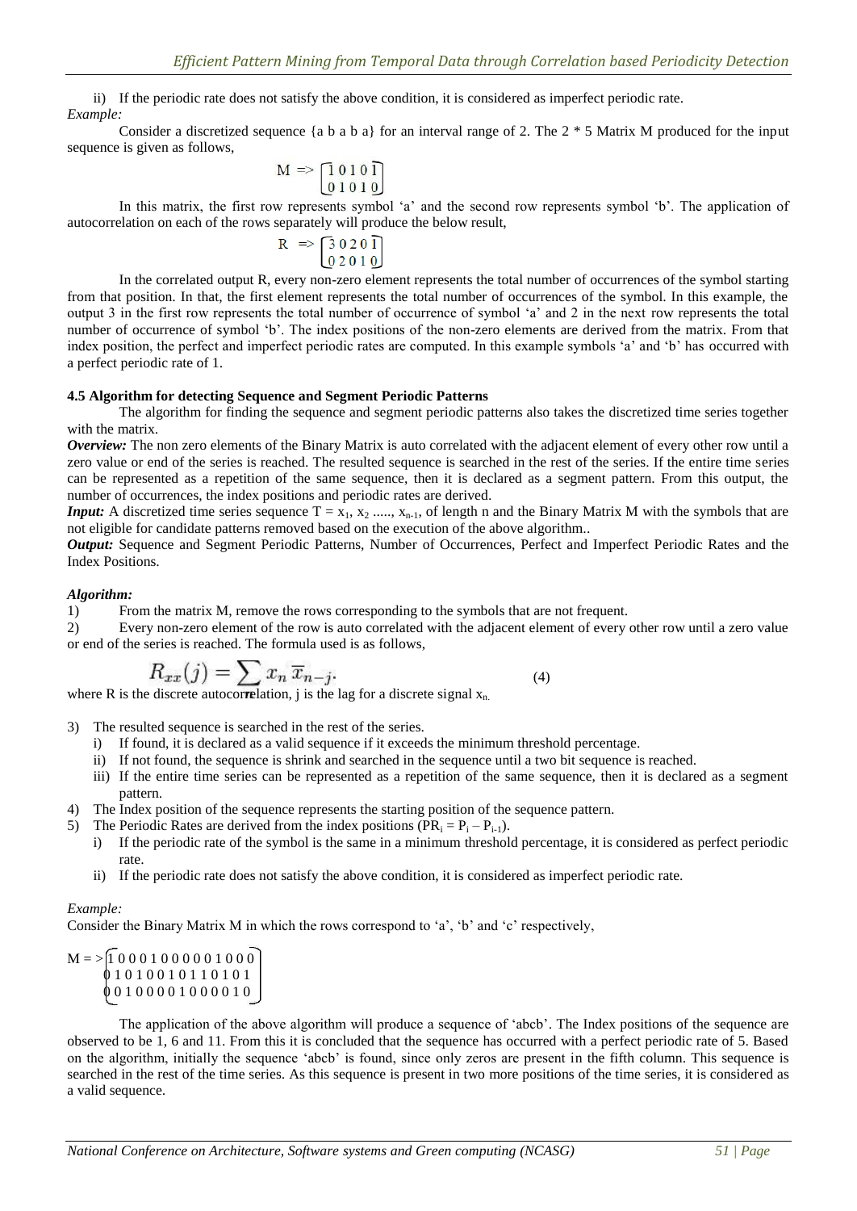ii) If the periodic rate does not satisfy the above condition, it is considered as imperfect periodic rate.

*Example:*

Consider a discretized sequence {a b a b a} for an interval range of 2. The 2 * 5 Matrix M produced for the input sequence is given as follows,

$$M \Rightarrow \begin{bmatrix} 1 & 0 & 1 & 0 & 1 \\ 0 & 1 & 0 & 1 & 0 \end{bmatrix}$$

In this matrix, the first row represents symbol 'a' and the second row represents symbol 'b'. The application of autocorrelation on each of the rows separately will produce the below result,

$$R \Rightarrow \begin{bmatrix} 3 & 0 & 2 & 0 & 1 \\ 0 & 2 & 0 & 1 & 0 \end{bmatrix}$$

In the correlated output R, every non-zero element represents the total number of occurrences of the symbol starting from that position. In that, the first element represents the total number of occurrences of the symbol. In this example, the output 3 in the first row represents the total number of occurrence of symbol 'a' and 2 in the next row represents the total number of occurrence of symbol 'b'. The index positions of the non-zero elements are derived from the matrix. From that index position, the perfect and imperfect periodic rates are computed. In this example symbols 'a' and 'b' has occurred with a perfect periodic rate of 1.

#### 4.5 Algorithm for detecting Sequence and Segment Periodic Patterns

The algorithm for finding the sequence and segment periodic patterns also takes the discretized time series together with the matrix.

***Overview:*** The non zero elements of the Binary Matrix is auto correlated with the adjacent element of every other row until a zero value or end of the series is reached. The resulted sequence is searched in the rest of the series. If the entire time series can be represented as a repetition of the same sequence, then it is declared as a segment pattern. From this output, the number of occurrences, the index positions and periodic rates are derived.

***Input:*** A discretized time series sequence $T = x_1, x_2 \ldots\ldots, x_{n-1}$, of length n and the Binary Matrix M with the symbols that are not eligible for candidate patterns removed based on the execution of the above algorithm..

***Output:*** Sequence and Segment Periodic Patterns, Number of Occurrences, Perfect and Imperfect Periodic Rates and the Index Positions.

***Algorithm:***

1) From the matrix M, remove the rows corresponding to the symbols that are not frequent.
2) Every non-zero element of the row is auto correlated with the adjacent element of every other row until a zero value or end of the series is reached. The formula used is as follows,

$$R_{xx}(j) = \sum x_n \overline{x}_{n-j}. \tag{4}$$

where R is the discrete autocorrelation, j is the lag for a discrete signal $x_n$.

3) The resulted sequence is searched in the rest of the series.
   i) If found, it is declared as a valid sequence if it exceeds the minimum threshold percentage.
   ii) If not found, the sequence is shrink and searched in the sequence until a two bit sequence is reached.
   iii) If the entire time series can be represented as a repetition of the same sequence, then it is declared as a segment pattern.
4) The Index position of the sequence represents the starting position of the sequence pattern.
5) The Periodic Rates are derived from the index positions ($PR_i = P_i - P_{i-1}$).
   i) If the periodic rate of the symbol is the same in a minimum threshold percentage, it is considered as perfect periodic rate.
   ii) If the periodic rate does not satisfy the above condition, it is considered as imperfect periodic rate.

*Example:*

Consider the Binary Matrix M in which the rows correspond to 'a', 'b' and 'c' respectively,

$$M \Rightarrow \begin{bmatrix} 1 & 0 & 0 & 0 & 1 & 0 & 0 & 0 & 0 & 0 & 1 & 0 & 0 & 0 \\ 0 & 1 & 0 & 1 & 0 & 0 & 1 & 0 & 1 & 1 & 0 & 1 & 0 & 1 \\ 0 & 0 & 1 & 0 & 0 & 0 & 0 & 1 & 0 & 0 & 0 & 0 & 1 & 0 \end{bmatrix}$$

The application of the above algorithm will produce a sequence of 'abcb'. The Index positions of the sequence are observed to be 1, 6 and 11. From this it is concluded that the sequence has occurred with a perfect periodic rate of 5. Based on the algorithm, initially the sequence 'abcb' is found, since only zeros are present in the fifth column. This sequence is searched in the rest of the time series. As this sequence is present in two more positions of the time series, it is considered as a valid sequence.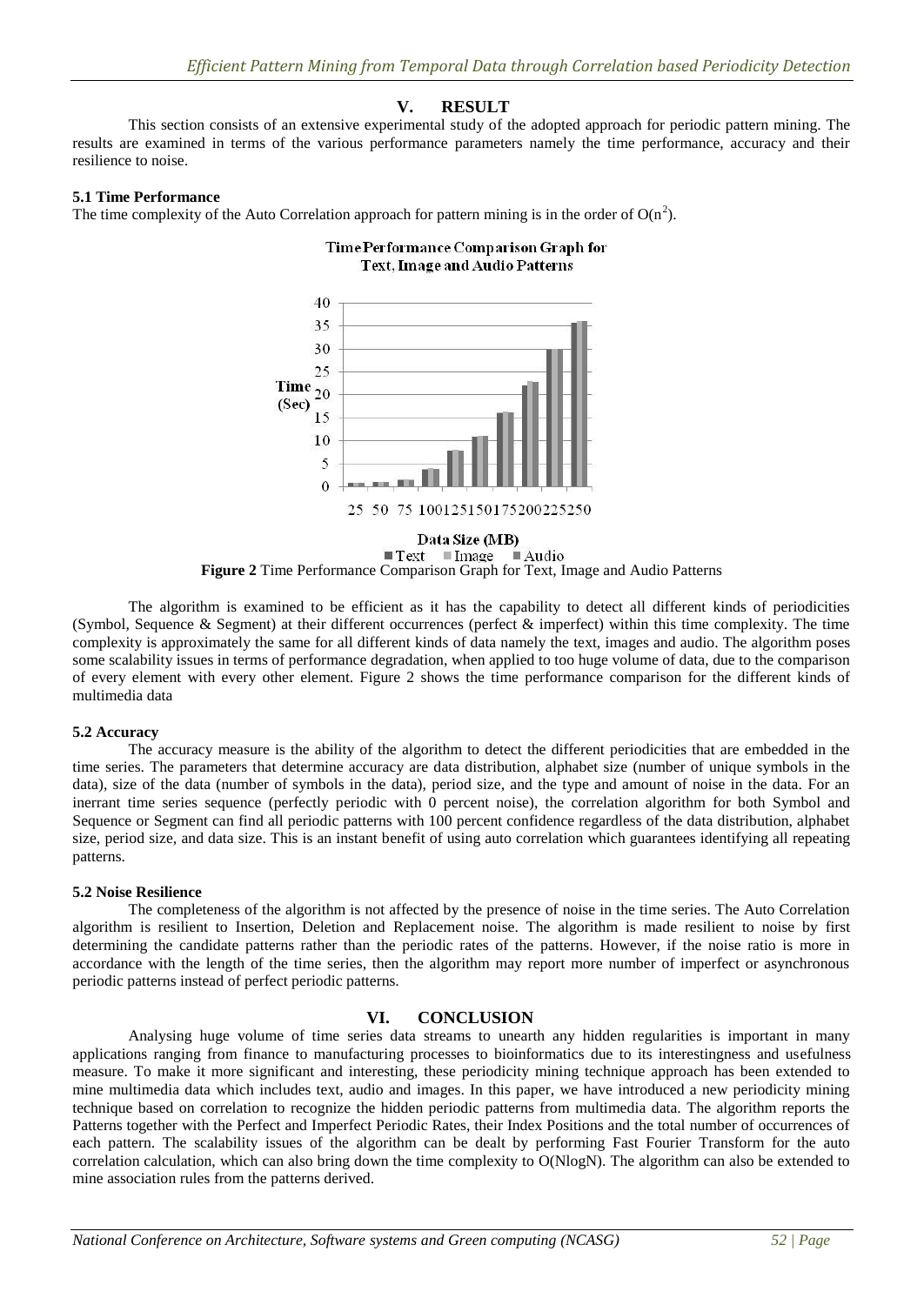## V. RESULT

This section consists of an extensive experimental study of the adopted approach for periodic pattern mining. The results are examined in terms of the various performance parameters namely the time performance, accuracy and their resilience to noise.

### 5.1 Time Performance

The time complexity of the Auto Correlation approach for pattern mining is in the order of $O(n^2)$.

**Figure 2** Time Performance Comparison Graph for Text, Image and Audio Patterns

The algorithm is examined to be efficient as it has the capability to detect all different kinds of periodicities (Symbol, Sequence & Segment) at their different occurrences (perfect & imperfect) within this time complexity. The time complexity is approximately the same for all different kinds of data namely the text, images and audio. The algorithm poses some scalability issues in terms of performance degradation, when applied to too huge volume of data, due to the comparison of every element with every other element. Figure 2 shows the time performance comparison for the different kinds of multimedia data

### 5.2 Accuracy

The accuracy measure is the ability of the algorithm to detect the different periodicities that are embedded in the time series. The parameters that determine accuracy are data distribution, alphabet size (number of unique symbols in the data), size of the data (number of symbols in the data), period size, and the type and amount of noise in the data. For an inerrant time series sequence (perfectly periodic with 0 percent noise), the correlation algorithm for both Symbol and Sequence or Segment can find all periodic patterns with 100 percent confidence regardless of the data distribution, alphabet size, period size, and data size. This is an instant benefit of using auto correlation which guarantees identifying all repeating patterns.

### 5.2 Noise Resilience

The completeness of the algorithm is not affected by the presence of noise in the time series. The Auto Correlation algorithm is resilient to Insertion, Deletion and Replacement noise. The algorithm is made resilient to noise by first determining the candidate patterns rather than the periodic rates of the patterns. However, if the noise ratio is more in accordance with the length of the time series, then the algorithm may report more number of imperfect or asynchronous periodic patterns instead of perfect periodic patterns.

## VI. CONCLUSION

Analysing huge volume of time series data streams to unearth any hidden regularities is important in many applications ranging from finance to manufacturing processes to bioinformatics due to its interestingness and usefulness measure. To make it more significant and interesting, these periodicity mining technique approach has been extended to mine multimedia data which includes text, audio and images. In this paper, we have introduced a new periodicity mining technique based on correlation to recognize the hidden periodic patterns from multimedia data. The algorithm reports the Patterns together with the Perfect and Imperfect Periodic Rates, their Index Positions and the total number of occurrences of each pattern. The scalability issues of the algorithm can be dealt by performing Fast Fourier Transform for the auto correlation calculation, which can also bring down the time complexity to O(NlogN). The algorithm can also be extended to mine association rules from the patterns derived.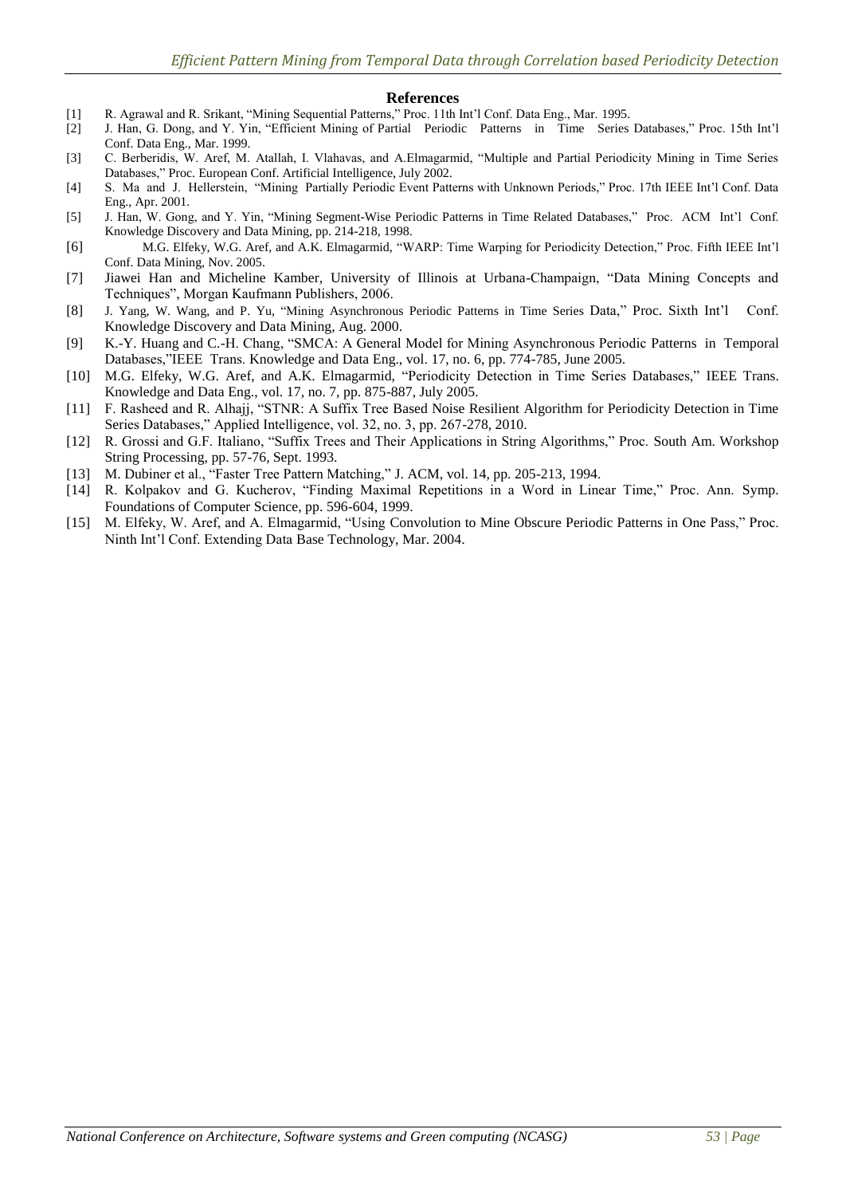## References

[1] R. Agrawal and R. Srikant, "Mining Sequential Patterns," Proc. 11th Int'l Conf. Data Eng., Mar. 1995.

[2] J. Han, G. Dong, and Y. Yin, "Efficient Mining of Partial Periodic Patterns in Time Series Databases," Proc. 15th Int'l Conf. Data Eng., Mar. 1999.

[3] C. Berberidis, W. Aref, M. Atallah, I. Vlahavas, and A.Elmagarmid, "Multiple and Partial Periodicity Mining in Time Series Databases," Proc. European Conf. Artificial Intelligence, July 2002.

[4] S. Ma and J. Hellerstein, "Mining Partially Periodic Event Patterns with Unknown Periods," Proc. 17th IEEE Int'l Conf. Data Eng., Apr. 2001.

[5] J. Han, W. Gong, and Y. Yin, "Mining Segment-Wise Periodic Patterns in Time Related Databases," Proc. ACM Int'l Conf. Knowledge Discovery and Data Mining, pp. 214-218, 1998.

[6] M.G. Elfeky, W.G. Aref, and A.K. Elmagarmid, "WARP: Time Warping for Periodicity Detection," Proc. Fifth IEEE Int'l Conf. Data Mining, Nov. 2005.

[7] Jiawei Han and Micheline Kamber, University of Illinois at Urbana-Champaign, "Data Mining Concepts and Techniques", Morgan Kaufmann Publishers, 2006.

[8] J. Yang, W. Wang, and P. Yu, "Mining Asynchronous Periodic Patterns in Time Series Data," Proc. Sixth Int'l Conf. Knowledge Discovery and Data Mining, Aug. 2000.

[9] K.-Y. Huang and C.-H. Chang, "SMCA: A General Model for Mining Asynchronous Periodic Patterns in Temporal Databases,"IEEE Trans. Knowledge and Data Eng., vol. 17, no. 6, pp. 774-785, June 2005.

[10] M.G. Elfeky, W.G. Aref, and A.K. Elmagarmid, "Periodicity Detection in Time Series Databases," IEEE Trans. Knowledge and Data Eng., vol. 17, no. 7, pp. 875-887, July 2005.

[11] F. Rasheed and R. Alhajj, "STNR: A Suffix Tree Based Noise Resilient Algorithm for Periodicity Detection in Time Series Databases," Applied Intelligence, vol. 32, no. 3, pp. 267-278, 2010.

[12] R. Grossi and G.F. Italiano, "Suffix Trees and Their Applications in String Algorithms," Proc. South Am. Workshop String Processing, pp. 57-76, Sept. 1993.

[13] M. Dubiner et al., "Faster Tree Pattern Matching," J. ACM, vol. 14, pp. 205-213, 1994.

[14] R. Kolpakov and G. Kucherov, "Finding Maximal Repetitions in a Word in Linear Time," Proc. Ann. Symp. Foundations of Computer Science, pp. 596-604, 1999.

[15] M. Elfeky, W. Aref, and A. Elmagarmid, "Using Convolution to Mine Obscure Periodic Patterns in One Pass," Proc. Ninth Int'l Conf. Extending Data Base Technology, Mar. 2004.